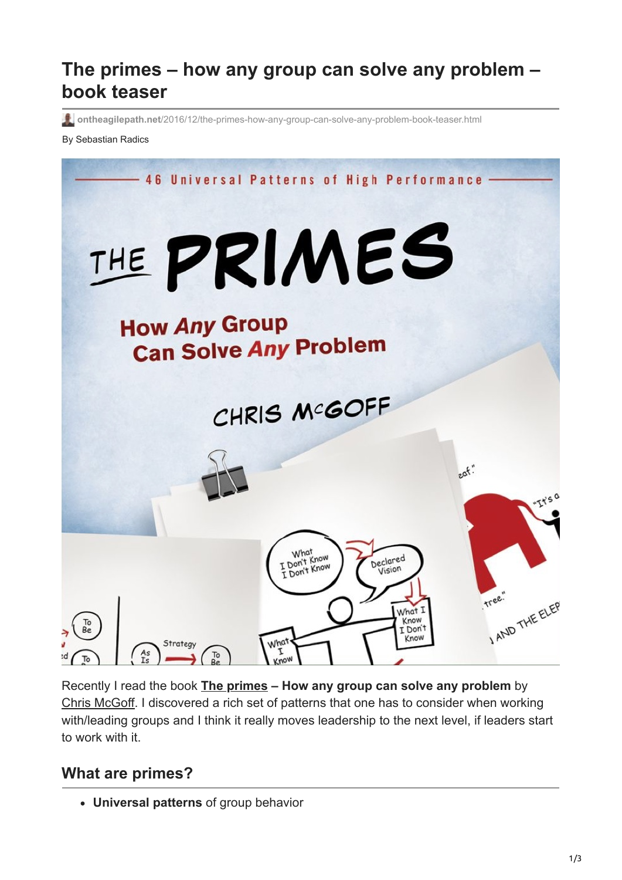# The primes – how any group can solve any problem – book teaser

ontheagilepath.net/2016/12/the-primes-how-any-group-can-solve-any-problem-book-teaser.html

By Sebastian Radics

Recently I read the book **The primes – How any group can solve any problem** by Chris McGoff. I discovered a rich set of patterns that one has to consider when working with/leading groups and I think it really moves leadership to the next level, if leaders start to work with it.

## What are primes?

- **Universal patterns** of group behavior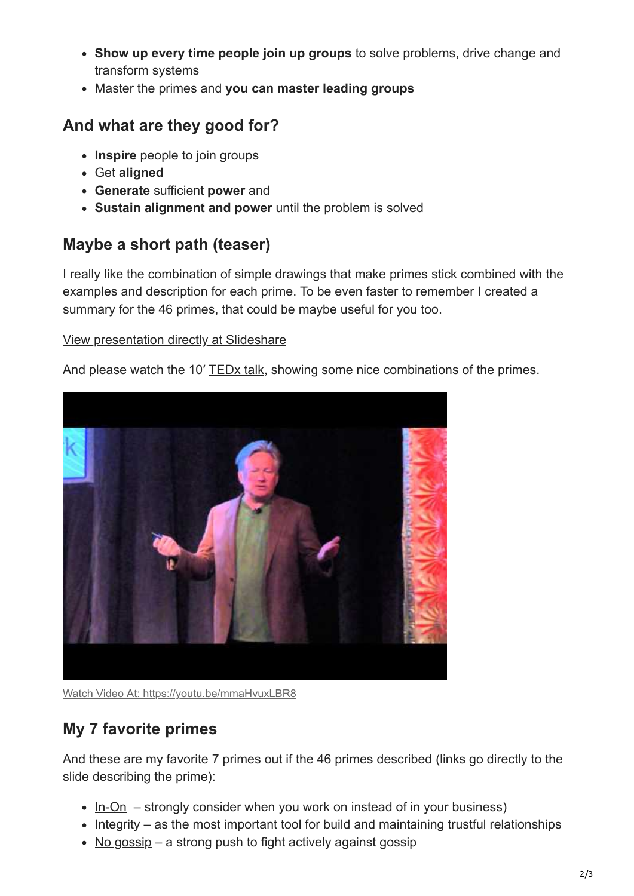- **Show up every time people join up groups** to solve problems, drive change and transform systems
- Master the primes and **you can master leading groups**

## And what are they good for?

- **Inspire** people to join groups
- Get **aligned**
- **Generate** sufficient **power** and
- **Sustain alignment and power** until the problem is solved

## Maybe a short path (teaser)

I really like the combination of simple drawings that make primes stick combined with the examples and description for each prime. To be even faster to remember I created a summary for the 46 primes, that could be maybe useful for you too.

View presentation directly at Slideshare

And please watch the 10′ TEDx talk, showing some nice combinations of the primes.

Watch Video At: https://youtu.be/mmaHvuxLBR8

## My 7 favorite primes

And these are my favorite 7 primes out if the 46 primes described (links go directly to the slide describing the prime):

- In-On – strongly consider when you work on instead of in your business)
- Integrity – as the most important tool for build and maintaining trustful relationships
- No gossip – a strong push to fight actively against gossip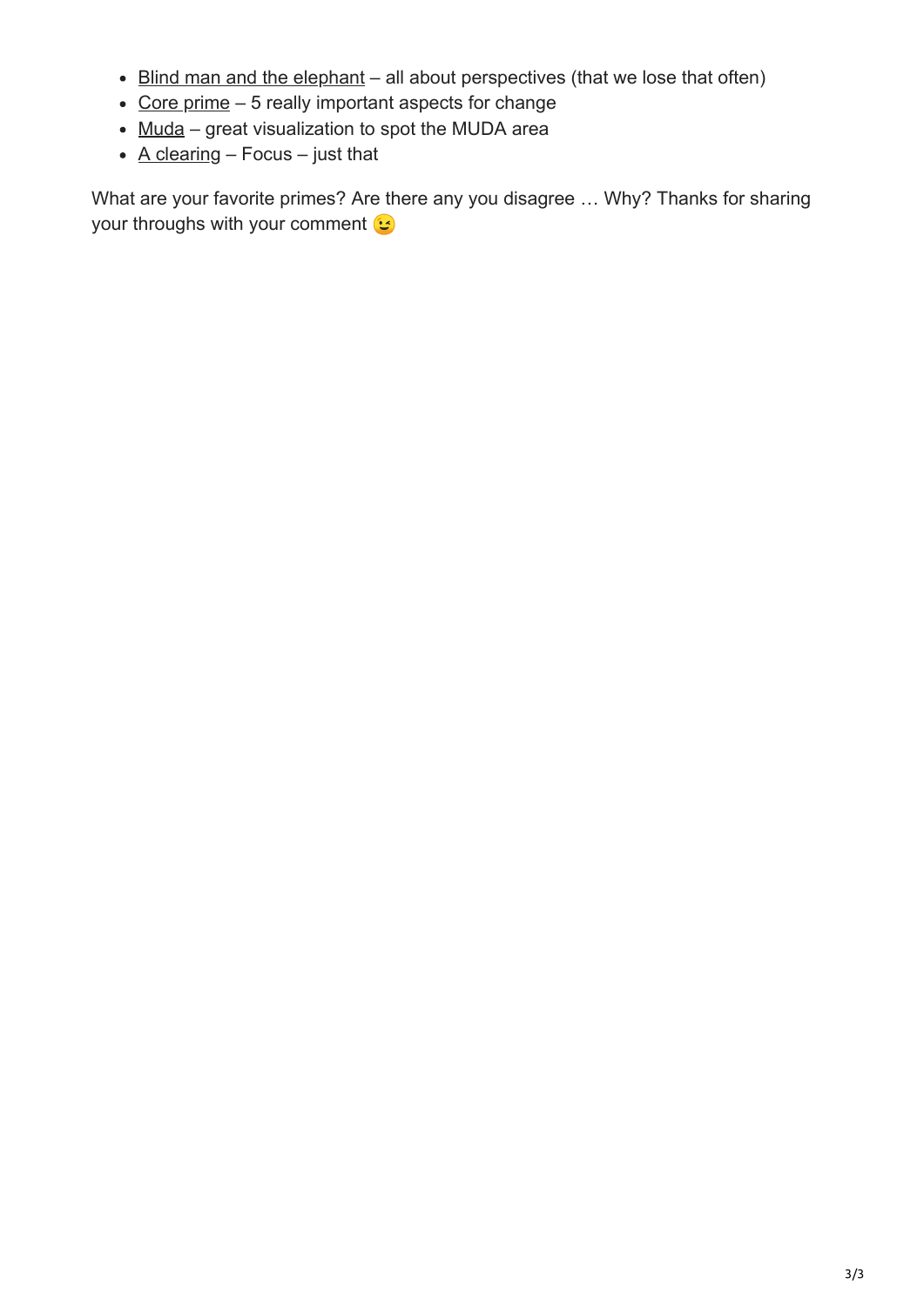- Blind man and the elephant – all about perspectives (that we lose that often)
- Core prime – 5 really important aspects for change
- Muda – great visualization to spot the MUDA area
- A clearing – Focus – just that

What are your favorite primes? Are there any you disagree … Why? Thanks for sharing your throughs with your comment 😉